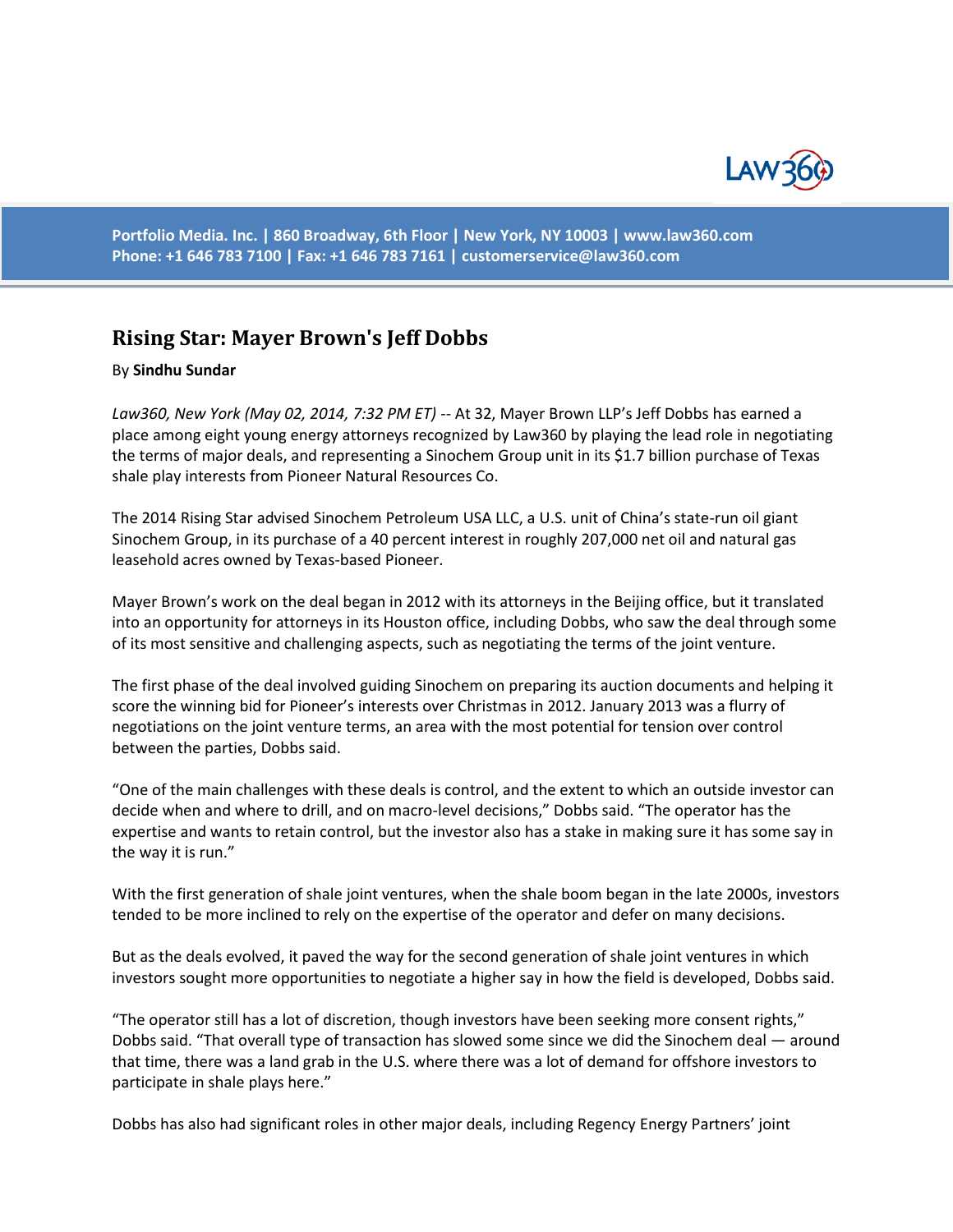Portfolio Media. Inc. | 860 Broadway, 6th Floor | New York, NY 10003 | www.law360.com
Phone: +1 646 783 7100 | Fax: +1 646 783 7161 | customerservice@law360.com

# Rising Star: Mayer Brown's Jeff Dobbs

By **Sindhu Sundar**

*Law360, New York (May 02, 2014, 7:32 PM ET)* -- At 32, Mayer Brown LLP's Jeff Dobbs has earned a place among eight young energy attorneys recognized by Law360 by playing the lead role in negotiating the terms of major deals, and representing a Sinochem Group unit in its $1.7 billion purchase of Texas shale play interests from Pioneer Natural Resources Co.

The 2014 Rising Star advised Sinochem Petroleum USA LLC, a U.S. unit of China's state-run oil giant Sinochem Group, in its purchase of a 40 percent interest in roughly 207,000 net oil and natural gas leasehold acres owned by Texas-based Pioneer.

Mayer Brown's work on the deal began in 2012 with its attorneys in the Beijing office, but it translated into an opportunity for attorneys in its Houston office, including Dobbs, who saw the deal through some of its most sensitive and challenging aspects, such as negotiating the terms of the joint venture.

The first phase of the deal involved guiding Sinochem on preparing its auction documents and helping it score the winning bid for Pioneer's interests over Christmas in 2012. January 2013 was a flurry of negotiations on the joint venture terms, an area with the most potential for tension over control between the parties, Dobbs said.

"One of the main challenges with these deals is control, and the extent to which an outside investor can decide when and where to drill, and on macro-level decisions," Dobbs said. "The operator has the expertise and wants to retain control, but the investor also has a stake in making sure it has some say in the way it is run."

With the first generation of shale joint ventures, when the shale boom began in the late 2000s, investors tended to be more inclined to rely on the expertise of the operator and defer on many decisions.

But as the deals evolved, it paved the way for the second generation of shale joint ventures in which investors sought more opportunities to negotiate a higher say in how the field is developed, Dobbs said.

"The operator still has a lot of discretion, though investors have been seeking more consent rights," Dobbs said. "That overall type of transaction has slowed some since we did the Sinochem deal — around that time, there was a land grab in the U.S. where there was a lot of demand for offshore investors to participate in shale plays here."

Dobbs has also had significant roles in other major deals, including Regency Energy Partners' joint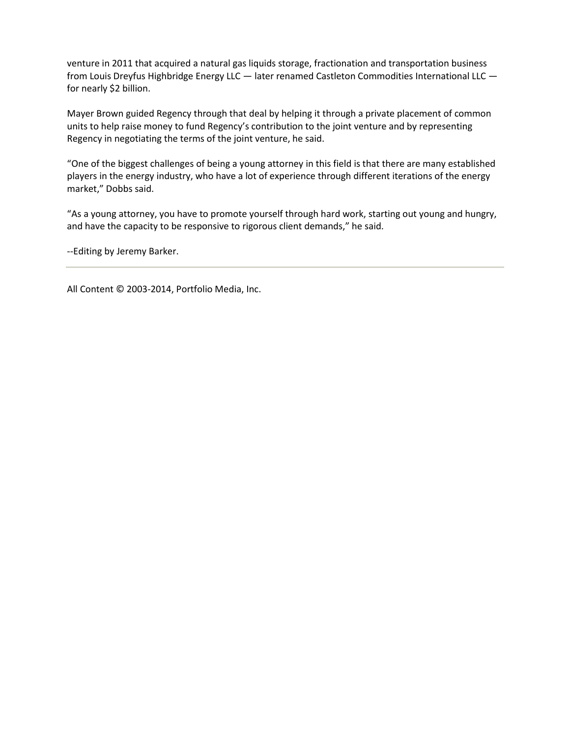venture in 2011 that acquired a natural gas liquids storage, fractionation and transportation business from Louis Dreyfus Highbridge Energy LLC — later renamed Castleton Commodities International LLC — for nearly $2 billion.

Mayer Brown guided Regency through that deal by helping it through a private placement of common units to help raise money to fund Regency's contribution to the joint venture and by representing Regency in negotiating the terms of the joint venture, he said.

"One of the biggest challenges of being a young attorney in this field is that there are many established players in the energy industry, who have a lot of experience through different iterations of the energy market," Dobbs said.

"As a young attorney, you have to promote yourself through hard work, starting out young and hungry, and have the capacity to be responsive to rigorous client demands," he said.

--Editing by Jeremy Barker.

---

All Content © 2003-2014, Portfolio Media, Inc.